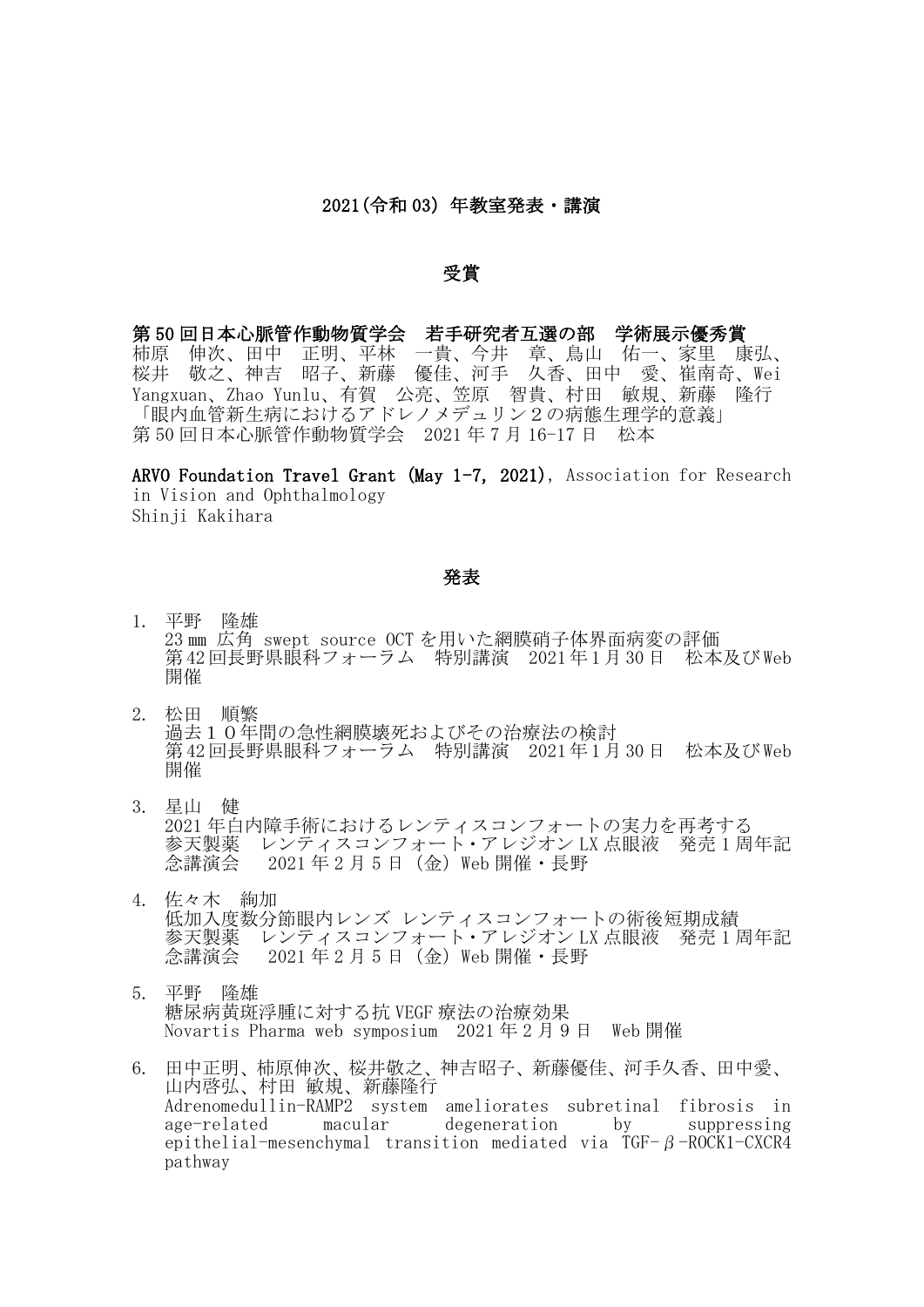# 2021(令和 03) 年教室発表・講演

## 受賞

**第 50 回日本心脈管作動物質学会　若手研究者互選の部　学術展示優秀賞**
柿原　伸次、田中　正明、平林　一貴、今井　章、鳥山　佑一、家里　康弘、桜井　敬之、神吉　昭子、新藤　優佳、河手　久香、田中　愛、崔南奇、Wei Yangxuan、Zhao Yunlu、有賀　公亮、笠原　智貴、村田　敏規、新藤　隆行
「眼内血管新生病におけるアドレノメデュリン２の病態生理学的意義」
第 50 回日本心脈管作動物質学会　2021 年 7 月 16-17 日　松本

**ARVO Foundation Travel Grant (May 1-7, 2021)**, Association for Research in Vision and Ophthalmology
Shinji Kakihara

## 発表

1. 平野　隆雄
   23 ㎜ 広角 swept source OCT を用いた網膜硝子体界面病変の評価
   第42回長野県眼科フォーラム　特別講演　2021年1月30日　松本及びWeb開催

2. 松田　順繁
   過去１０年間の急性網膜壊死およびその治療法の検討
   第42回長野県眼科フォーラム　特別講演　2021年1月30日　松本及びWeb開催

3. 星山　健
   2021 年白内障手術におけるレンティスコンフォートの実力を再考する
   参天製薬　レンティスコンフォート・アレジオン LX 点眼液　発売 1 周年記念講演会　 2021 年 2 月 5 日（金）Web 開催・長野

4. 佐々木　絢加
   低加入度数分節眼内レンズ レンティスコンフォートの術後短期成績
   参天製薬　レンティスコンフォート・アレジオン LX 点眼液　発売 1 周年記念講演会　 2021 年 2 月 5 日（金）Web 開催・長野

5. 平野　隆雄
   糖尿病黄斑浮腫に対する抗 VEGF 療法の治療効果
   Novartis Pharma web symposium　2021 年 2 月 9 日　Web 開催

6. 田中正明、柿原伸次、桜井敬之、神吉昭子、新藤優佳、河手久香、田中愛、山内啓弘、村田 敏規、新藤隆行
   Adrenomedullin-RAMP2 system ameliorates subretinal fibrosis in age-related macular degeneration by suppressing epithelial-mesenchymal transition mediated via TGF-β-ROCK1-CXCR4 pathway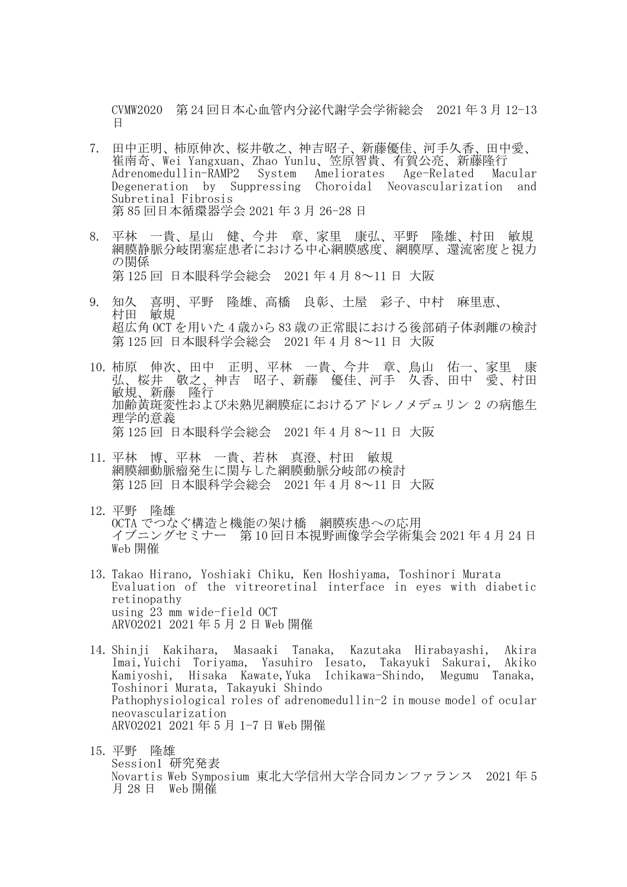CVMW2020　第24回日本心血管内分泌代謝学会学術総会　2021年3月12-13日

7. 田中正明、柿原伸次、桜井敬之、神吉昭子、新藤優佳、河手久香、田中愛、崔南奇、Wei Yangxuan、Zhao Yunlu、笠原智貴、有賀公亮、新藤隆行
   Adrenomedullin-RAMP2 System Ameliorates Age-Related Macular Degeneration by Suppressing Choroidal Neovascularization and Subretinal Fibrosis
   第85回日本循環器学会 2021年3月26-28日

8. 平林　一貴、星山　健、今井　章、家里　康弘、平野　隆雄、村田　敏規
   網膜静脈分岐閉塞症患者における中心網膜感度、網膜厚、還流密度と視力の関係
   第125回 日本眼科学会総会　2021年4月8～11日 大阪

9. 知久　喜明、平野　隆雄、高橋　良彰、土屋　彩子、中村　麻里恵、村田　敏規
   超広角OCTを用いた4歳から83歳の正常眼における後部硝子体剥離の検討
   第125回 日本眼科学会総会　2021年4月8～11日 大阪

10. 柿原　伸次、田中　正明、平林　一貴、今井　章、鳥山　佑一、家里　康弘、桜井　敬之、神吉　昭子、新藤　優佳、河手　久香、田中　愛、村田　敏規、新藤　隆行
    加齢黄斑変性および未熟児網膜症におけるアドレノメデュリン 2 の病態生理学的意義
    第125回 日本眼科学会総会　2021年4月8～11日 大阪

11. 平林　博、平林　一貴、若林　真澄、村田　敏規
    網膜細動脈瘤発生に関与した網膜動脈分岐部の検討
    第125回 日本眼科学会総会　2021年4月8～11日 大阪

12. 平野　隆雄
    OCTAでつなぐ構造と機能の架け橋　網膜疾患への応用
    イブニングセミナー　第10回日本視野画像学会学術集会 2021年4月24日 Web開催

13. Takao Hirano, Yoshiaki Chiku, Ken Hoshiyama, Toshinori Murata
    Evaluation of the vitreoretinal interface in eyes with diabetic retinopathy
    using 23 mm wide-field OCT
    ARVO2021 2021年5月2日 Web開催

14. Shinji Kakihara, Masaaki Tanaka, Kazutaka Hirabayashi, Akira Imai,Yuichi Toriyama, Yasuhiro Iesato, Takayuki Sakurai, Akiko Kamiyoshi, Hisaka Kawate,Yuka Ichikawa-Shindo, Megumu Tanaka, Toshinori Murata, Takayuki Shindo
    Pathophysiological roles of adrenomedullin-2 in mouse model of ocular neovascularization
    ARVO2021 2021年5月1-7日 Web開催

15. 平野　隆雄
    Session1 研究発表
    Novartis Web Symposium 東北大学信州大学合同カンファランス　2021年5月28日　Web開催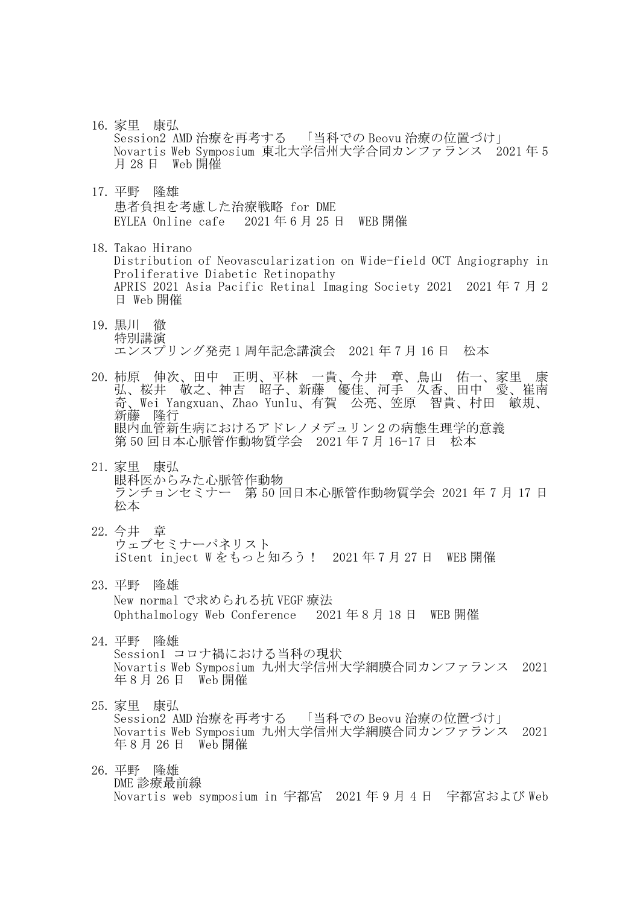16. 家里　康弘
    Session2 AMD 治療を再考する　「当科での Beovu 治療の位置づけ」
    Novartis Web Symposium 東北大学信州大学合同カンファランス　2021 年 5 月 28 日　Web 開催

17. 平野　隆雄
    患者負担を考慮した治療戦略 for DME
    EYLEA Online cafe　2021 年 6 月 25 日　WEB 開催

18. Takao Hirano
    Distribution of Neovascularization on Wide-field OCT Angiography in Proliferative Diabetic Retinopathy
    APRIS 2021 Asia Pacific Retinal Imaging Society 2021　2021 年 7 月 2 日 Web 開催

19. 黒川　徹
    特別講演
    エンスプリング発売 1 周年記念講演会　2021 年 7 月 16 日　松本

20. 柿原　伸次、田中　正明、平林　一貴、今井　章、鳥山　佑一、家里　康弘、桜井　敬之、神吉　昭子、新藤　優佳、河手　久香、田中　愛、崔南奇、Wei Yangxuan、Zhao Yunlu、有賀　公亮、笠原　智貴、村田　敏規、新藤　隆行
    眼内血管新生病におけるアドレノメデュリン 2 の病態生理学的意義
    第 50 回日本心脈管作動物質学会　2021 年 7 月 16-17 日　松本

21. 家里　康弘
    眼科医からみた心脈管作動物
    ランチョンセミナー　第 50 回日本心脈管作動物質学会 2021 年 7 月 17 日 松本

22. 今井　章
    ウェブセミナーパネリスト
    iStent inject W をもっと知ろう！　2021 年 7 月 27 日　WEB 開催

23. 平野　隆雄
    New normal で求められる抗 VEGF 療法
    Ophthalmology Web Conference　2021 年 8 月 18 日　WEB 開催

24. 平野　隆雄
    Session1 コロナ禍における当科の現状
    Novartis Web Symposium 九州大学信州大学網膜合同カンファランス　2021 年 8 月 26 日　Web 開催

25. 家里　康弘
    Session2 AMD 治療を再考する　「当科での Beovu 治療の位置づけ」
    Novartis Web Symposium 九州大学信州大学網膜合同カンファランス　2021 年 8 月 26 日　Web 開催

26. 平野　隆雄
    DME 診療最前線
    Novartis web symposium in 宇都宮　2021 年 9 月 4 日　宇都宮および Web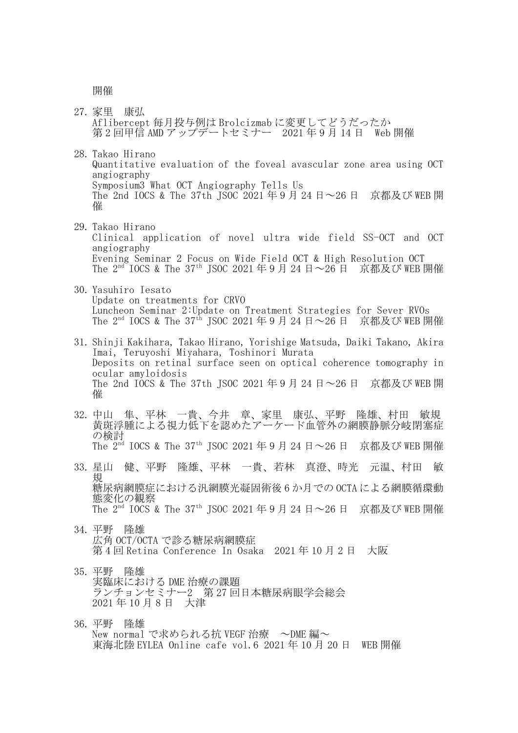開催

27. 家里　康弘
    Aflibercept 毎月投与例は Brolcizmab に変更してどうだったか
    第 2 回甲信 AMD アップデートセミナー　2021 年 9 月 14 日　Web 開催

28. Takao Hirano
    Quantitative evaluation of the foveal avascular zone area using OCT angiography
    Symposium3 What OCT Angiography Tells Us
    The 2nd IOCS & The 37th JSOC 2021 年 9 月 24 日～26 日　京都及び WEB 開催

29. Takao Hirano
    Clinical application of novel ultra wide field SS-OCT and OCT angiography
    Evening Seminar 2 Focus on Wide Field OCT & High Resolution OCT
    The 2nd IOCS & The 37th JSOC 2021 年 9 月 24 日～26 日　京都及び WEB 開催

30. Yasuhiro Iesato
    Update on treatments for CRVO
    Luncheon Seminar 2:Update on Treatment Strategies for Sever RVOs
    The 2nd IOCS & The 37th JSOC 2021 年 9 月 24 日～26 日　京都及び WEB 開催

31. Shinji Kakihara, Takao Hirano, Yorishige Matsuda, Daiki Takano, Akira Imai, Teruyoshi Miyahara, Toshinori Murata
    Deposits on retinal surface seen on optical coherence tomography in ocular amyloidosis
    The 2nd IOCS & The 37th JSOC 2021 年 9 月 24 日～26 日　京都及び WEB 開催

32. 中山　隼、平林　一貴、今井　章、家里　康弘、平野　隆雄、村田　敏規
    黄斑浮腫による視力低下を認めたアーケード血管外の網膜静脈分岐閉塞症の検討
    The 2nd IOCS & The 37th JSOC 2021 年 9 月 24 日～26 日　京都及び WEB 開催

33. 星山　健、平野　隆雄、平林　一貴、若林　真澄、時光　元温、村田　敏規
    糖尿病網膜症における汎網膜光凝固術後 6 か月での OCTA による網膜循環動態変化の観察
    The 2nd IOCS & The 37th JSOC 2021 年 9 月 24 日～26 日　京都及び WEB 開催

34. 平野　隆雄
    広角 OCT/OCTA で診る糖尿病網膜症
    第 4 回 Retina Conference In Osaka　2021 年 10 月 2 日　大阪

35. 平野　隆雄
    実臨床における DME 治療の課題
    ランチョンセミナー2　第 27 回日本糖尿病眼学会総会
    2021 年 10 月 8 日　大津

36. 平野　隆雄
    New normal で求められる抗 VEGF 治療　～DME 編～
    東海北陸 EYLEA Online cafe vol.6 2021 年 10 月 20 日　WEB 開催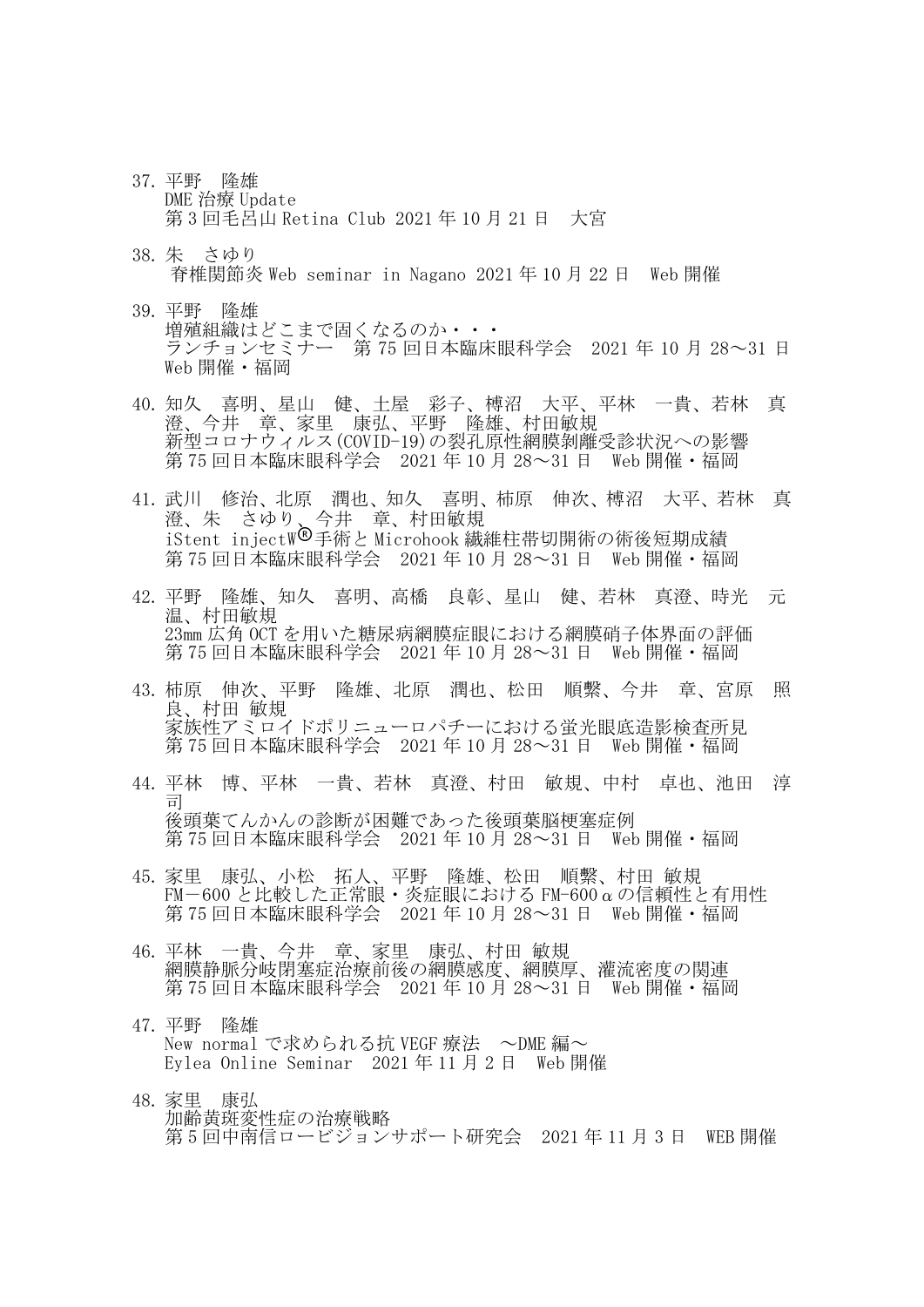37. 平野　隆雄
    DME 治療 Update
    第 3 回毛呂山 Retina Club 2021 年 10 月 21 日　大宮

38. 朱　さゆり
    脊椎関節炎 Web seminar in Nagano 2021 年 10 月 22 日　Web 開催

39. 平野　隆雄
    増殖組織はどこまで固くなるのか・・・
    ランチョンセミナー　第 75 回日本臨床眼科学会　2021 年 10 月 28～31 日　Web 開催・福岡

40. 知久　喜明、星山　健、土屋　彩子、榑沼　大平、平林　一貴、若林　真澄、今井　章、家里　康弘、平野　隆雄、村田敏規
    新型コロナウィルス(COVID-19)の裂孔原性網膜剥離受診状況への影響
    第 75 回日本臨床眼科学会　2021 年 10 月 28～31 日　Web 開催・福岡

41. 武川　修治、北原　潤也、知久　喜明、柿原　伸次、榑沼　大平、若林　真澄、朱　さゆり、今井　章、村田敏規
    iStent injectW®手術と Microhook 繊維柱帯切開術の術後短期成績
    第 75 回日本臨床眼科学会　2021 年 10 月 28～31 日　Web 開催・福岡

42. 平野　隆雄、知久　喜明、高橋　良彰、星山　健、若林　真澄、時光　元温、村田敏規
    23mm 広角 OCT を用いた糖尿病網膜症眼における網膜硝子体界面の評価
    第 75 回日本臨床眼科学会　2021 年 10 月 28～31 日　Web 開催・福岡

43. 柿原　伸次、平野　隆雄、北原　潤也、松田　順繁、今井　章、宮原　照良、村田 敏規
    家族性アミロイドポリニューロパチーにおける蛍光眼底造影検査所見
    第 75 回日本臨床眼科学会　2021 年 10 月 28～31 日　Web 開催・福岡

44. 平林　博、平林　一貴、若林　真澄、村田　敏規、中村　卓也、池田　淳司
    後頭葉てんかんの診断が困難であった後頭葉脳梗塞症例
    第 75 回日本臨床眼科学会　2021 年 10 月 28～31 日　Web 開催・福岡

45. 家里　康弘、小松　拓人、平野　隆雄、松田　順繁、村田 敏規
    FM－600 と比較した正常眼・炎症眼における FM-600α の信頼性と有用性
    第 75 回日本臨床眼科学会　2021 年 10 月 28～31 日　Web 開催・福岡

46. 平林　一貴、今井　章、家里　康弘、村田 敏規
    網膜静脈分岐閉塞症治療前後の網膜感度、網膜厚、灌流密度の関連
    第 75 回日本臨床眼科学会　2021 年 10 月 28～31 日　Web 開催・福岡

47. 平野　隆雄
    New normal で求められる抗 VEGF 療法　～DME 編～
    Eylea Online Seminar　2021 年 11 月 2 日　Web 開催

48. 家里　康弘
    加齢黄斑変性症の治療戦略
    第 5 回中南信ロービジョンサポート研究会　2021 年 11 月 3 日　WEB 開催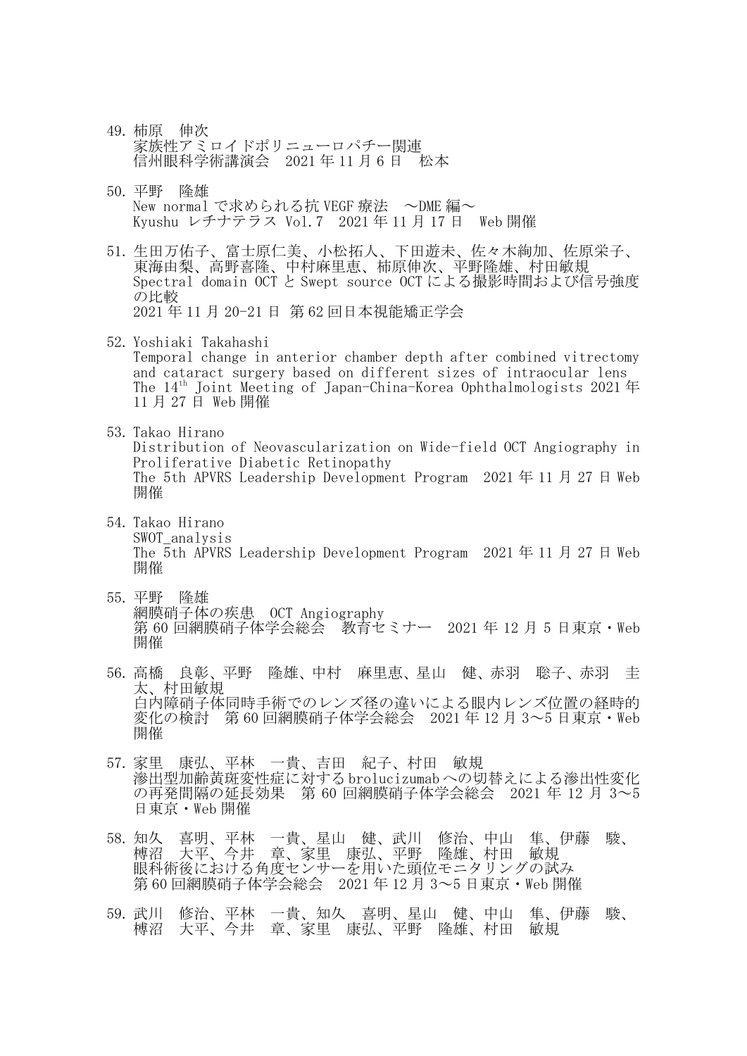49. 柿原　伸次
家族性アミロイドポリニューロパチー関連
信州眼科学術講演会　2021 年 11 月 6 日　松本

50. 平野　隆雄
New normal で求められる抗 VEGF 療法　～DME 編～
Kyushu レチナテラス Vol.7　2021 年 11 月 17 日　Web 開催

51. 生田万佑子、富士原仁美、小松拓人、下田遊未、佐々木絢加、佐原栄子、東海由梨、高野喜隆、中村麻里恵、柿原伸次、平野隆雄、村田敏規
Spectral domain OCT と Swept source OCT による撮影時間および信号強度の比較
2021 年 11 月 20-21 日 第 62 回日本視能矯正学会

52. Yoshiaki Takahashi
Temporal change in anterior chamber depth after combined vitrectomy and cataract surgery based on different sizes of intraocular lens
The 14th Joint Meeting of Japan-China-Korea Ophthalmologists 2021 年 11 月 27 日 Web 開催

53. Takao Hirano
Distribution of Neovascularization on Wide-field OCT Angiography in Proliferative Diabetic Retinopathy
The 5th APVRS Leadership Development Program　2021 年 11 月 27 日 Web 開催

54. Takao Hirano
SWOT_analysis
The 5th APVRS Leadership Development Program　2021 年 11 月 27 日 Web 開催

55. 平野　隆雄
網膜硝子体の疾患　OCT Angiography
第 60 回網膜硝子体学会総会　教育セミナー　2021 年 12 月 5 日東京・Web 開催

56. 高橋　良彰、平野　隆雄、中村　麻里恵、星山　健、赤羽　聡子、赤羽　圭太、村田敏規
白内障硝子体同時手術でのレンズ径の違いによる眼内レンズ位置の経時的変化の検討　第 60 回網膜硝子体学会総会　2021 年 12 月 3～5 日東京・Web 開催

57. 家里　康弘、平林　一貴、吉田　紀子、村田　敏規
滲出型加齢黄斑変性症に対する brolucizumab への切替えによる滲出性変化の再発間隔の延長効果　第 60 回網膜硝子体学会総会　2021 年 12 月 3～5 日東京・Web 開催

58. 知久　喜明、平林　一貴、星山　健、武川　修治、中山　隼、伊藤　駿、樽沼　大平、今井　章、家里　康弘、平野　隆雄、村田　敏規
眼科術後における角度センサーを用いた頭位モニタリングの試み
第 60 回網膜硝子体学会総会　2021 年 12 月 3～5 日東京・Web 開催

59. 武川　修治、平林　一貴、知久　喜明、星山　健、中山　隼、伊藤　駿、樽沼　大平、今井　章、家里　康弘、平野　隆雄、村田　敏規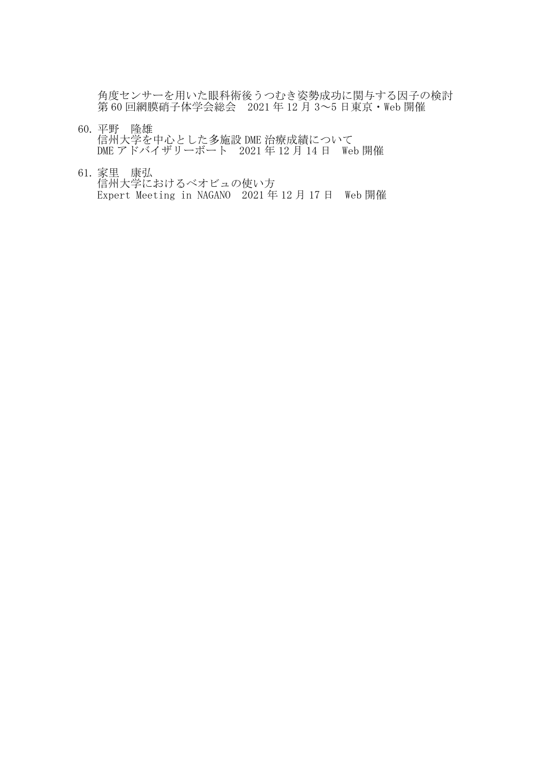角度センサーを用いた眼科術後うつむき姿勢成功に関与する因子の検討
第 60 回網膜硝子体学会総会　2021 年 12 月 3～5 日東京・Web 開催

60. 平野　隆雄
    信州大学を中心とした多施設 DME 治療成績について
    DME アドバイザリーボート　2021 年 12 月 14 日　Web 開催

61. 家里　康弘
    信州大学におけるベオビュの使い方
    Expert Meeting in NAGANO　2021 年 12 月 17 日　Web 開催